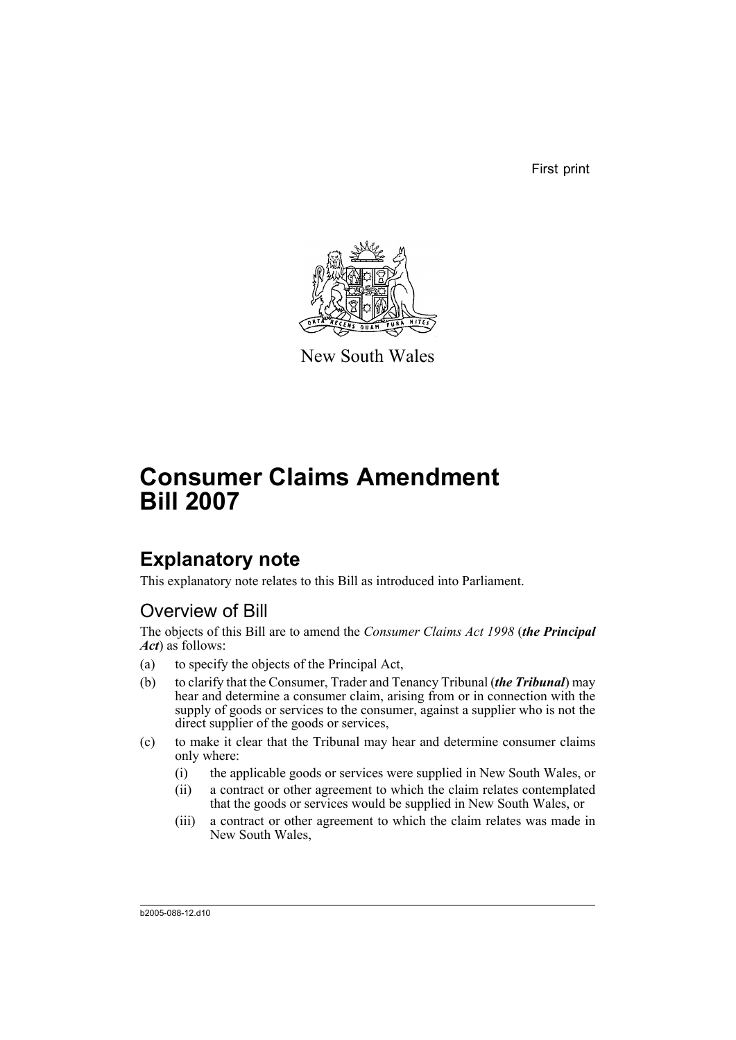First print

New South Wales

# Consumer Claims Amendment Bill 2007

## Explanatory note

This explanatory note relates to this Bill as introduced into Parliament.

### Overview of Bill

The objects of this Bill are to amend the *Consumer Claims Act 1998* (***the Principal Act***) as follows:

(a) to specify the objects of the Principal Act,

(b) to clarify that the Consumer, Trader and Tenancy Tribunal (***the Tribunal***) may hear and determine a consumer claim, arising from or in connection with the supply of goods or services to the consumer, against a supplier who is not the direct supplier of the goods or services,

(c) to make it clear that the Tribunal may hear and determine consumer claims only where:

- (i) the applicable goods or services were supplied in New South Wales, or
- (ii) a contract or other agreement to which the claim relates contemplated that the goods or services would be supplied in New South Wales, or
- (iii) a contract or other agreement to which the claim relates was made in New South Wales,

b2005-088-12.d10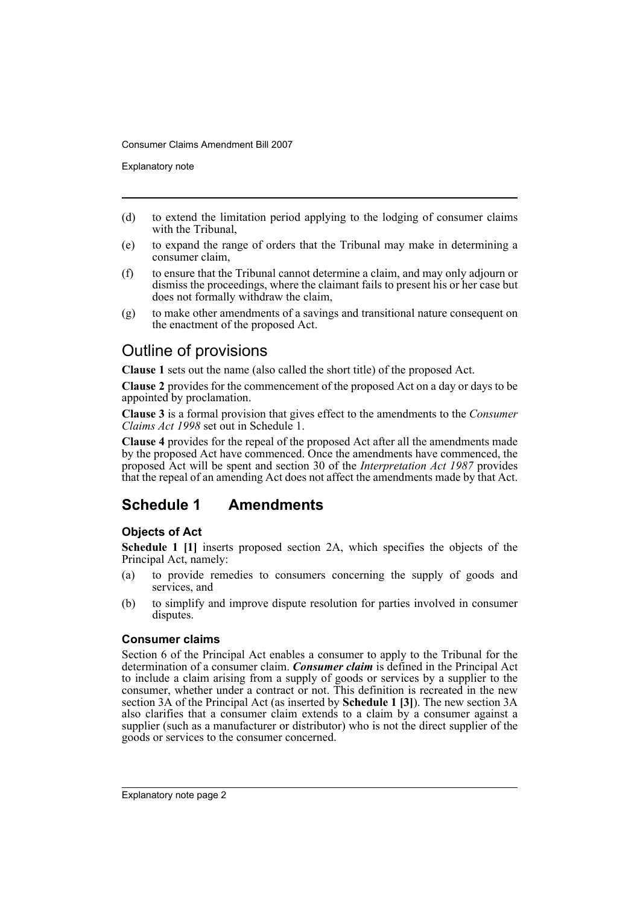(d) to extend the limitation period applying to the lodging of consumer claims with the Tribunal,

(e) to expand the range of orders that the Tribunal may make in determining a consumer claim,

(f) to ensure that the Tribunal cannot determine a claim, and may only adjourn or dismiss the proceedings, where the claimant fails to present his or her case but does not formally withdraw the claim,

(g) to make other amendments of a savings and transitional nature consequent on the enactment of the proposed Act.

## Outline of provisions

**Clause 1** sets out the name (also called the short title) of the proposed Act.

**Clause 2** provides for the commencement of the proposed Act on a day or days to be appointed by proclamation.

**Clause 3** is a formal provision that gives effect to the amendments to the *Consumer Claims Act 1998* set out in Schedule 1.

**Clause 4** provides for the repeal of the proposed Act after all the amendments made by the proposed Act have commenced. Once the amendments have commenced, the proposed Act will be spent and section 30 of the *Interpretation Act 1987* provides that the repeal of an amending Act does not affect the amendments made by that Act.

## Schedule 1 Amendments

### Objects of Act

**Schedule 1 [1]** inserts proposed section 2A, which specifies the objects of the Principal Act, namely:

(a) to provide remedies to consumers concerning the supply of goods and services, and

(b) to simplify and improve dispute resolution for parties involved in consumer disputes.

### Consumer claims

Section 6 of the Principal Act enables a consumer to apply to the Tribunal for the determination of a consumer claim. ***Consumer claim*** is defined in the Principal Act to include a claim arising from a supply of goods or services by a supplier to the consumer, whether under a contract or not. This definition is recreated in the new section 3A of the Principal Act (as inserted by **Schedule 1 [3]**). The new section 3A also clarifies that a consumer claim extends to a claim by a consumer against a supplier (such as a manufacturer or distributor) who is not the direct supplier of the goods or services to the consumer concerned.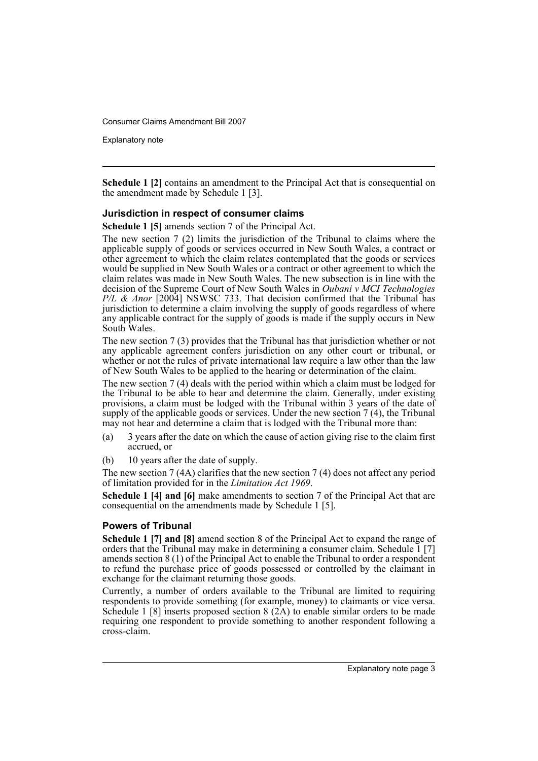**Schedule 1 [2]** contains an amendment to the Principal Act that is consequential on the amendment made by Schedule 1 [3].

### Jurisdiction in respect of consumer claims

**Schedule 1 [5]** amends section 7 of the Principal Act.

The new section 7 (2) limits the jurisdiction of the Tribunal to claims where the applicable supply of goods or services occurred in New South Wales, a contract or other agreement to which the claim relates contemplated that the goods or services would be supplied in New South Wales or a contract or other agreement to which the claim relates was made in New South Wales. The new subsection is in line with the decision of the Supreme Court of New South Wales in *Oubani v MCI Technologies P/L & Anor* [2004] NSWSC 733. That decision confirmed that the Tribunal has jurisdiction to determine a claim involving the supply of goods regardless of where any applicable contract for the supply of goods is made if the supply occurs in New South Wales.

The new section 7 (3) provides that the Tribunal has that jurisdiction whether or not any applicable agreement confers jurisdiction on any other court or tribunal, or whether or not the rules of private international law require a law other than the law of New South Wales to be applied to the hearing or determination of the claim.

The new section 7 (4) deals with the period within which a claim must be lodged for the Tribunal to be able to hear and determine the claim. Generally, under existing provisions, a claim must be lodged with the Tribunal within 3 years of the date of supply of the applicable goods or services. Under the new section 7 (4), the Tribunal may not hear and determine a claim that is lodged with the Tribunal more than:

(a) 3 years after the date on which the cause of action giving rise to the claim first accrued, or

(b) 10 years after the date of supply.

The new section 7 (4A) clarifies that the new section 7 (4) does not affect any period of limitation provided for in the *Limitation Act 1969*.

**Schedule 1 [4] and [6]** make amendments to section 7 of the Principal Act that are consequential on the amendments made by Schedule 1 [5].

### Powers of Tribunal

**Schedule 1 [7] and [8]** amend section 8 of the Principal Act to expand the range of orders that the Tribunal may make in determining a consumer claim. Schedule 1 [7] amends section 8 (1) of the Principal Act to enable the Tribunal to order a respondent to refund the purchase price of goods possessed or controlled by the claimant in exchange for the claimant returning those goods.

Currently, a number of orders available to the Tribunal are limited to requiring respondents to provide something (for example, money) to claimants or vice versa. Schedule 1 [8] inserts proposed section 8 (2A) to enable similar orders to be made requiring one respondent to provide something to another respondent following a cross-claim.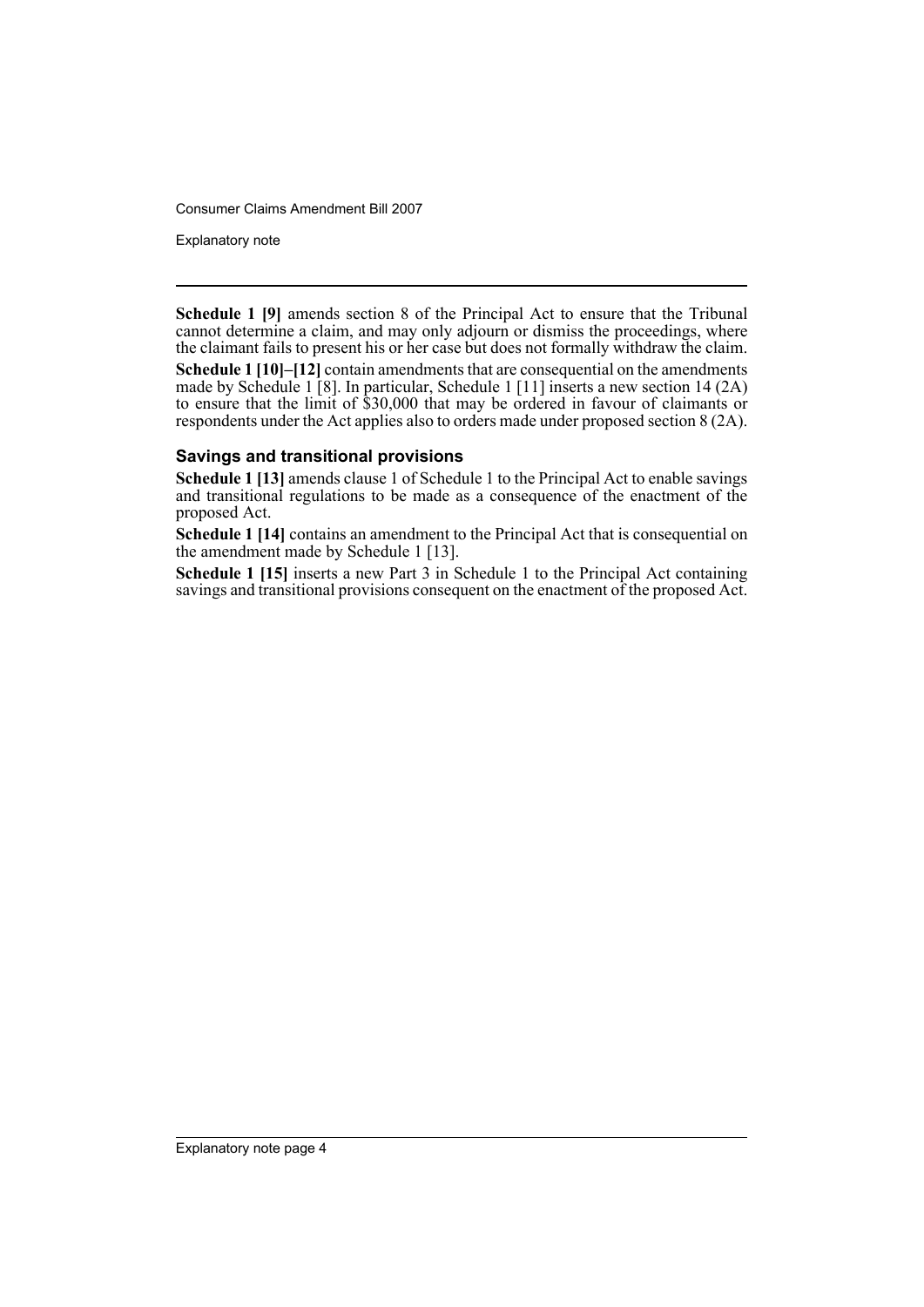**Schedule 1 [9]** amends section 8 of the Principal Act to ensure that the Tribunal cannot determine a claim, and may only adjourn or dismiss the proceedings, where the claimant fails to present his or her case but does not formally withdraw the claim.

**Schedule 1 [10]–[12]** contain amendments that are consequential on the amendments made by Schedule 1 [8]. In particular, Schedule 1 [11] inserts a new section 14 (2A) to ensure that the limit of $30,000 that may be ordered in favour of claimants or respondents under the Act applies also to orders made under proposed section 8 (2A).

### Savings and transitional provisions

**Schedule 1 [13]** amends clause 1 of Schedule 1 to the Principal Act to enable savings and transitional regulations to be made as a consequence of the enactment of the proposed Act.

**Schedule 1 [14]** contains an amendment to the Principal Act that is consequential on the amendment made by Schedule 1 [13].

**Schedule 1 [15]** inserts a new Part 3 in Schedule 1 to the Principal Act containing savings and transitional provisions consequent on the enactment of the proposed Act.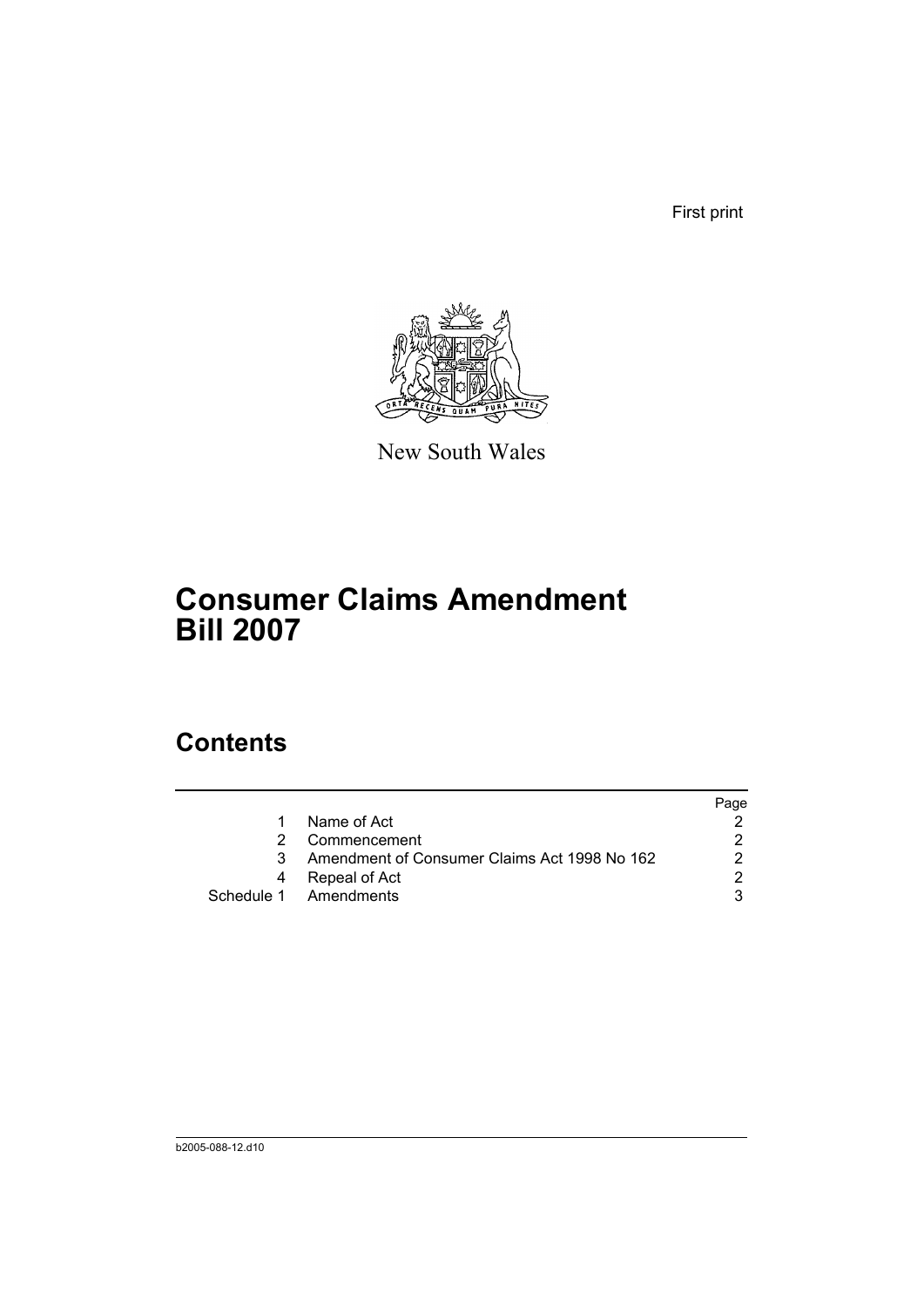First print

New South Wales

# Consumer Claims Amendment Bill 2007

## Contents

| | | Page |
|---|---|---|
| 1 | Name of Act | 2 |
| 2 | Commencement | 2 |
| 3 | Amendment of Consumer Claims Act 1998 No 162 | 2 |
| 4 | Repeal of Act | 2 |
| Schedule 1 | Amendments | 3 |

b2005-088-12.d10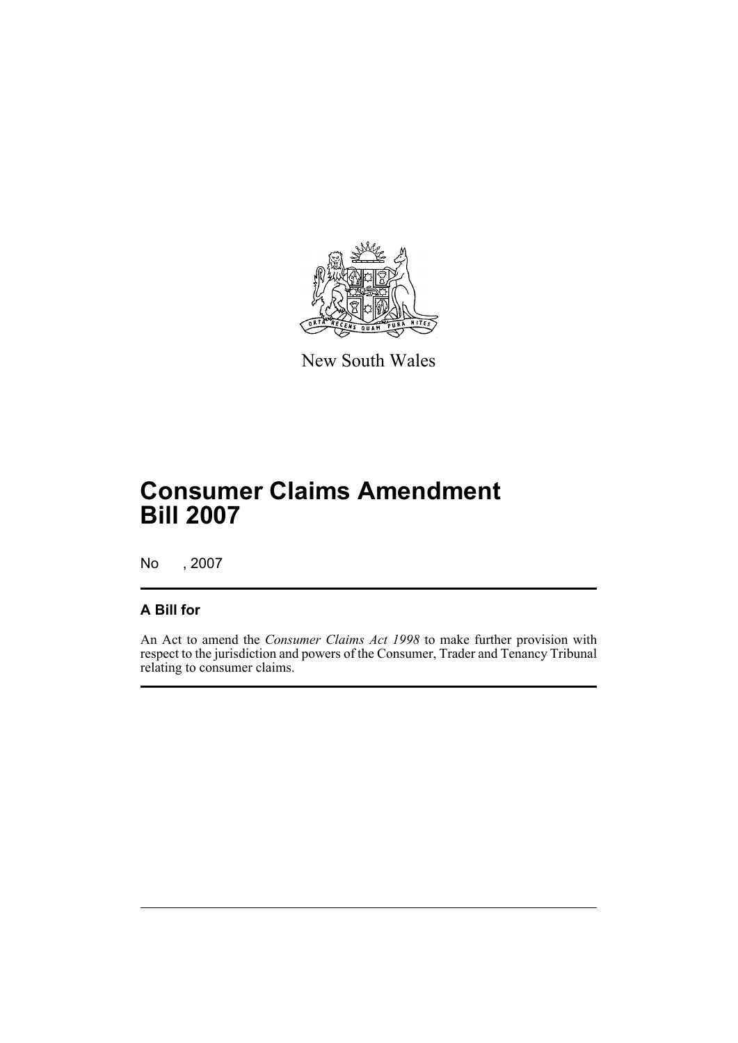New South Wales

# Consumer Claims Amendment Bill 2007

No , 2007

## A Bill for

An Act to amend the *Consumer Claims Act 1998* to make further provision with respect to the jurisdiction and powers of the Consumer, Trader and Tenancy Tribunal relating to consumer claims.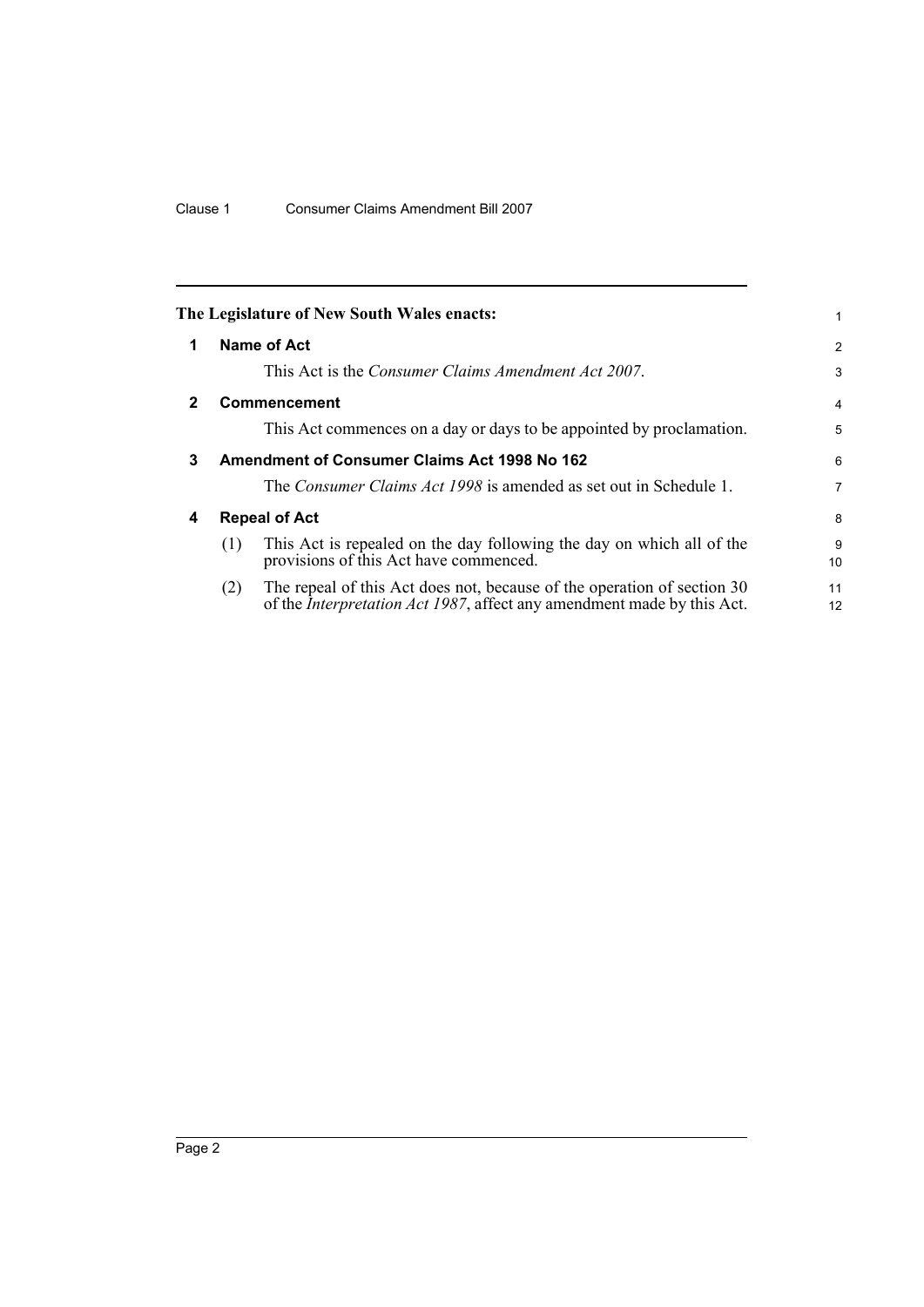The Legislature of New South Wales enacts:

## 1 Name of Act

This Act is the *Consumer Claims Amendment Act 2007*.

## 2 Commencement

This Act commences on a day or days to be appointed by proclamation.

## 3 Amendment of Consumer Claims Act 1998 No 162

The *Consumer Claims Act 1998* is amended as set out in Schedule 1.

## 4 Repeal of Act

(1) This Act is repealed on the day following the day on which all of the provisions of this Act have commenced.

(2) The repeal of this Act does not, because of the operation of section 30 of the *Interpretation Act 1987*, affect any amendment made by this Act.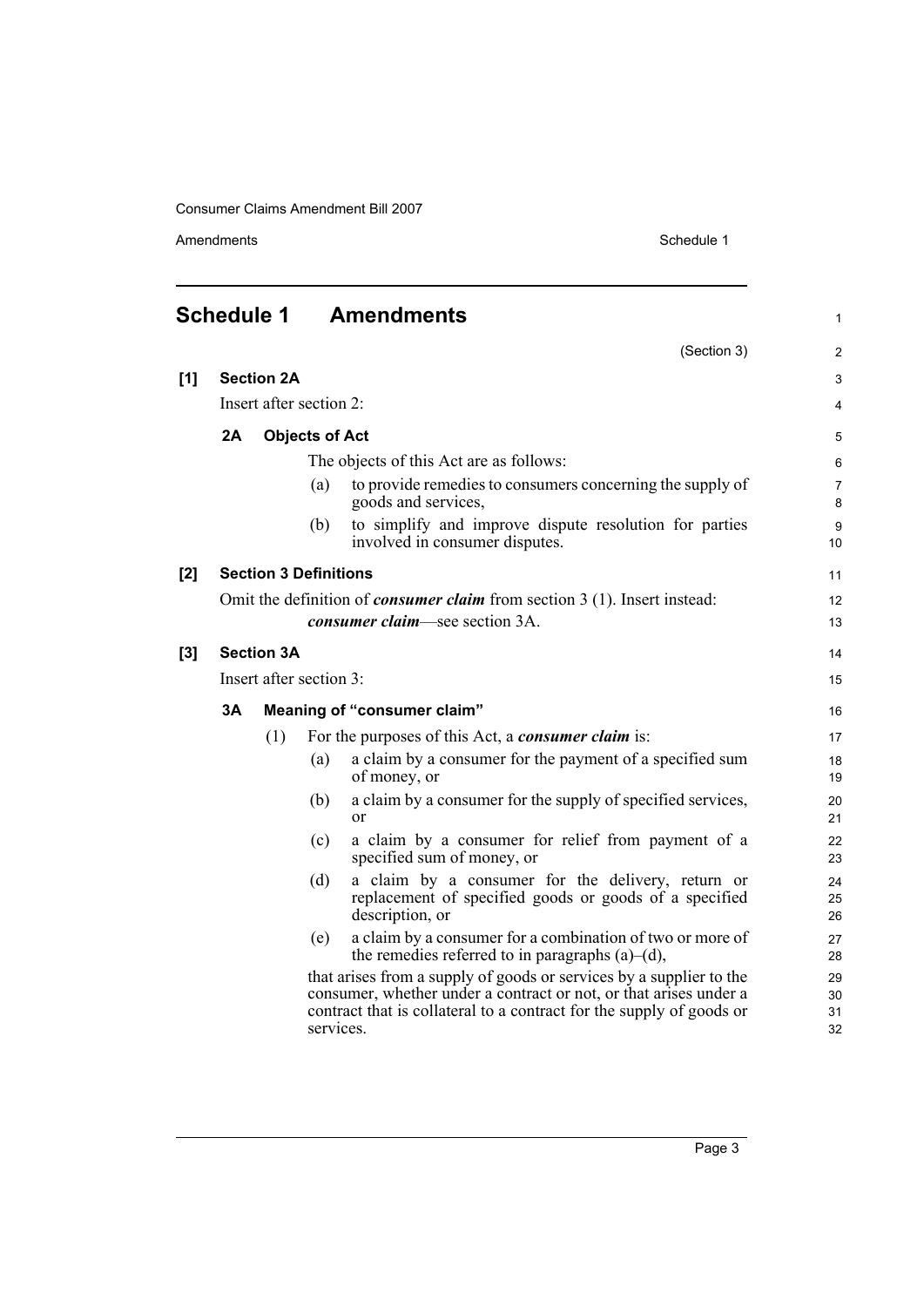## Schedule 1 Amendments

(Section 3)

**[1] Section 2A**

Insert after section 2:

**2A Objects of Act**

The objects of this Act are as follows:

(a) to provide remedies to consumers concerning the supply of goods and services,

(b) to simplify and improve dispute resolution for parties involved in consumer disputes.

**[2] Section 3 Definitions**

Omit the definition of ***consumer claim*** from section 3 (1). Insert instead:

***consumer claim***—see section 3A.

**[3] Section 3A**

Insert after section 3:

**3A Meaning of "consumer claim"**

(1) For the purposes of this Act, a ***consumer claim*** is:

(a) a claim by a consumer for the payment of a specified sum of money, or

(b) a claim by a consumer for the supply of specified services, or

(c) a claim by a consumer for relief from payment of a specified sum of money, or

(d) a claim by a consumer for the delivery, return or replacement of specified goods or goods of a specified description, or

(e) a claim by a consumer for a combination of two or more of the remedies referred to in paragraphs (a)–(d),

that arises from a supply of goods or services by a supplier to the consumer, whether under a contract or not, or that arises under a contract that is collateral to a contract for the supply of goods or services.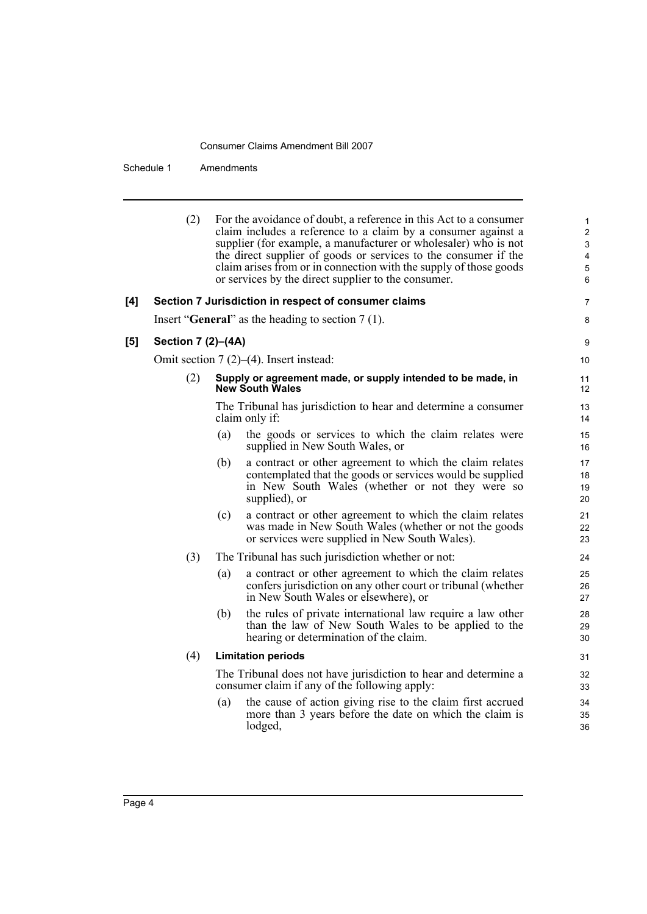(2) For the avoidance of doubt, a reference in this Act to a consumer claim includes a reference to a claim by a consumer against a supplier (for example, a manufacturer or wholesaler) who is not the direct supplier of goods or services to the consumer if the claim arises from or in connection with the supply of those goods or services by the direct supplier to the consumer.

**[4] Section 7 Jurisdiction in respect of consumer claims**

Insert "**General**" as the heading to section 7 (1).

**[5] Section 7 (2)–(4A)**

Omit section 7 (2)–(4). Insert instead:

(2) **Supply or agreement made, or supply intended to be made, in New South Wales**

The Tribunal has jurisdiction to hear and determine a consumer claim only if:

(a) the goods or services to which the claim relates were supplied in New South Wales, or

(b) a contract or other agreement to which the claim relates contemplated that the goods or services would be supplied in New South Wales (whether or not they were so supplied), or

(c) a contract or other agreement to which the claim relates was made in New South Wales (whether or not the goods or services were supplied in New South Wales).

(3) The Tribunal has such jurisdiction whether or not:

(a) a contract or other agreement to which the claim relates confers jurisdiction on any other court or tribunal (whether in New South Wales or elsewhere), or

(b) the rules of private international law require a law other than the law of New South Wales to be applied to the hearing or determination of the claim.

(4) **Limitation periods**

The Tribunal does not have jurisdiction to hear and determine a consumer claim if any of the following apply:

(a) the cause of action giving rise to the claim first accrued more than 3 years before the date on which the claim is lodged,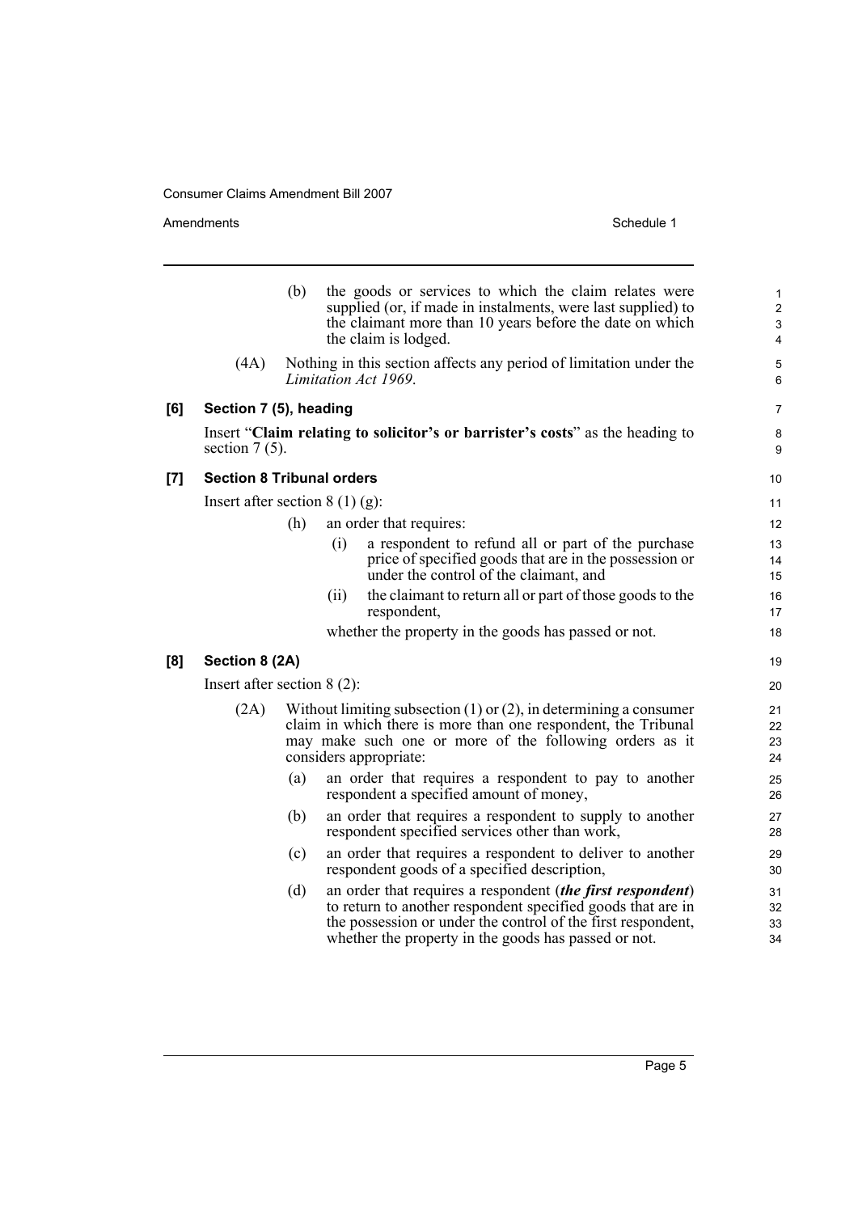(b) the goods or services to which the claim relates were supplied (or, if made in instalments, were last supplied) to the claimant more than 10 years before the date on which the claim is lodged.

(4A) Nothing in this section affects any period of limitation under the *Limitation Act 1969*.

**[6] Section 7 (5), heading**

Insert "**Claim relating to solicitor's or barrister's costs**" as the heading to section 7 (5).

**[7] Section 8 Tribunal orders**

Insert after section 8 (1) (g):

(h) an order that requires:

(i) a respondent to refund all or part of the purchase price of specified goods that are in the possession or under the control of the claimant, and

(ii) the claimant to return all or part of those goods to the respondent,

whether the property in the goods has passed or not.

**[8] Section 8 (2A)**

Insert after section 8 (2):

(2A) Without limiting subsection (1) or (2), in determining a consumer claim in which there is more than one respondent, the Tribunal may make such one or more of the following orders as it considers appropriate:

(a) an order that requires a respondent to pay to another respondent a specified amount of money,

(b) an order that requires a respondent to supply to another respondent specified services other than work,

(c) an order that requires a respondent to deliver to another respondent goods of a specified description,

(d) an order that requires a respondent (***the first respondent***) to return to another respondent specified goods that are in the possession or under the control of the first respondent, whether the property in the goods has passed or not.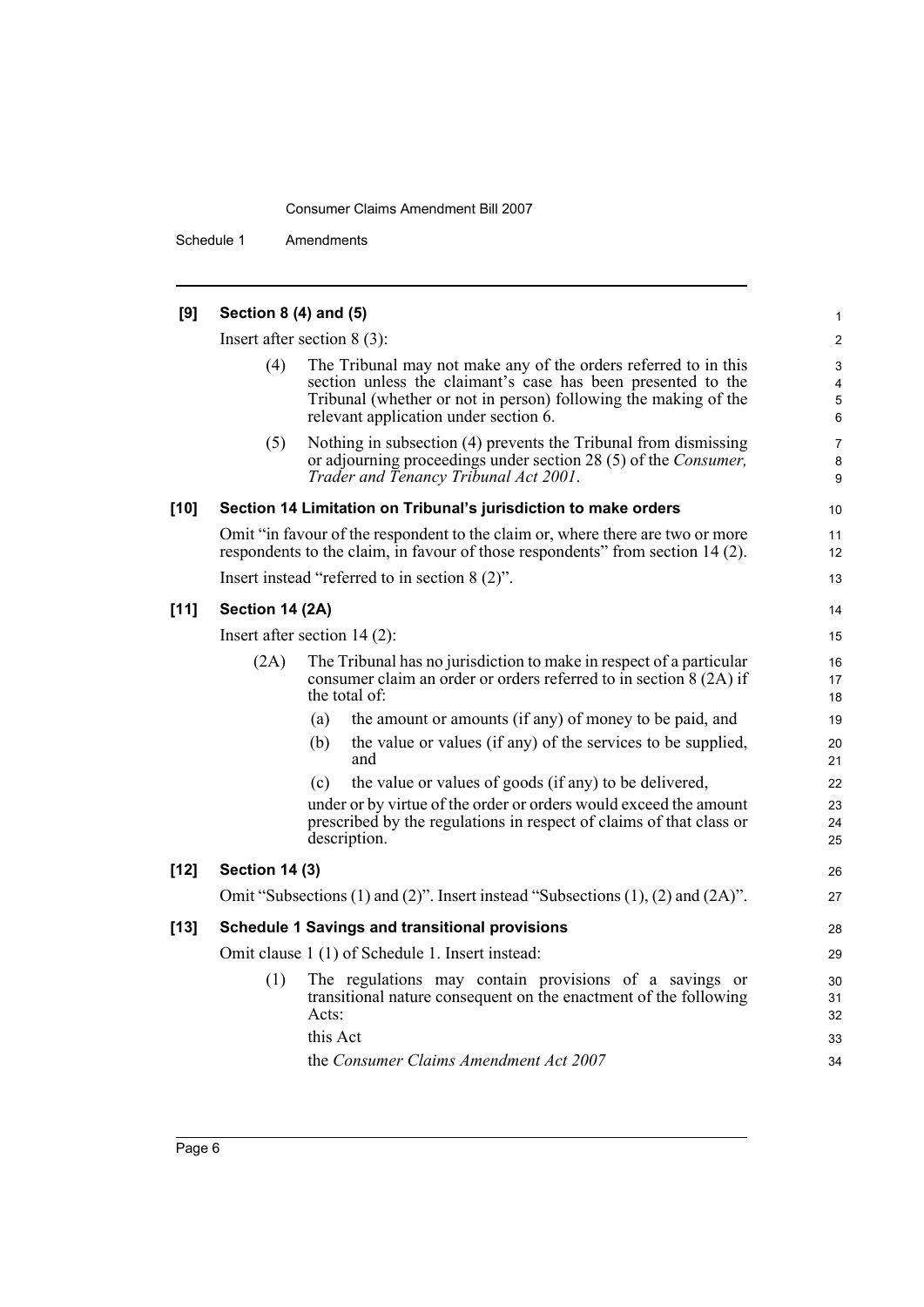**[9] Section 8 (4) and (5)**

Insert after section 8 (3):

(4) The Tribunal may not make any of the orders referred to in this section unless the claimant's case has been presented to the Tribunal (whether or not in person) following the making of the relevant application under section 6.

(5) Nothing in subsection (4) prevents the Tribunal from dismissing or adjourning proceedings under section 28 (5) of the *Consumer, Trader and Tenancy Tribunal Act 2001*.

**[10] Section 14 Limitation on Tribunal's jurisdiction to make orders**

Omit "in favour of the respondent to the claim or, where there are two or more respondents to the claim, in favour of those respondents" from section 14 (2).

Insert instead "referred to in section 8 (2)".

**[11] Section 14 (2A)**

Insert after section 14 (2):

(2A) The Tribunal has no jurisdiction to make in respect of a particular consumer claim an order or orders referred to in section 8 (2A) if the total of:

(a) the amount or amounts (if any) of money to be paid, and

(b) the value or values (if any) of the services to be supplied, and

(c) the value or values of goods (if any) to be delivered,

under or by virtue of the order or orders would exceed the amount prescribed by the regulations in respect of claims of that class or description.

**[12] Section 14 (3)**

Omit "Subsections (1) and (2)". Insert instead "Subsections (1), (2) and (2A)".

**[13] Schedule 1 Savings and transitional provisions**

Omit clause 1 (1) of Schedule 1. Insert instead:

(1) The regulations may contain provisions of a savings or transitional nature consequent on the enactment of the following Acts:

this Act

the *Consumer Claims Amendment Act 2007*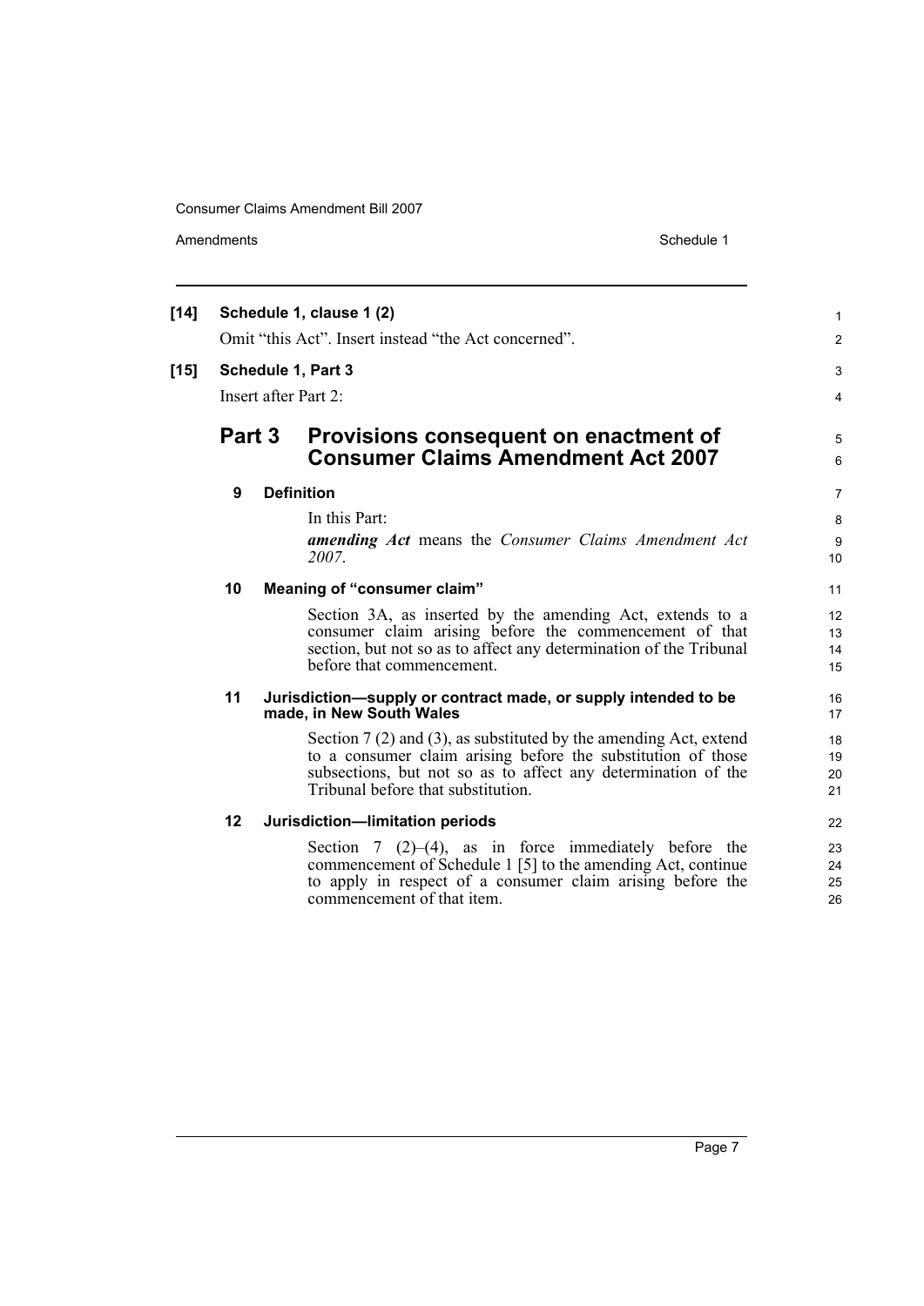**[14] Schedule 1, clause 1 (2)**

Omit "this Act". Insert instead "the Act concerned".

**[15] Schedule 1, Part 3**

Insert after Part 2:

## Part 3 Provisions consequent on enactment of Consumer Claims Amendment Act 2007

### 9 Definition

In this Part:

***amending Act*** means the *Consumer Claims Amendment Act 2007*.

### 10 Meaning of "consumer claim"

Section 3A, as inserted by the amending Act, extends to a consumer claim arising before the commencement of that section, but not so as to affect any determination of the Tribunal before that commencement.

### 11 Jurisdiction—supply or contract made, or supply intended to be made, in New South Wales

Section 7 (2) and (3), as substituted by the amending Act, extend to a consumer claim arising before the substitution of those subsections, but not so as to affect any determination of the Tribunal before that substitution.

### 12 Jurisdiction—limitation periods

Section 7 (2)–(4), as in force immediately before the commencement of Schedule 1 [5] to the amending Act, continue to apply in respect of a consumer claim arising before the commencement of that item.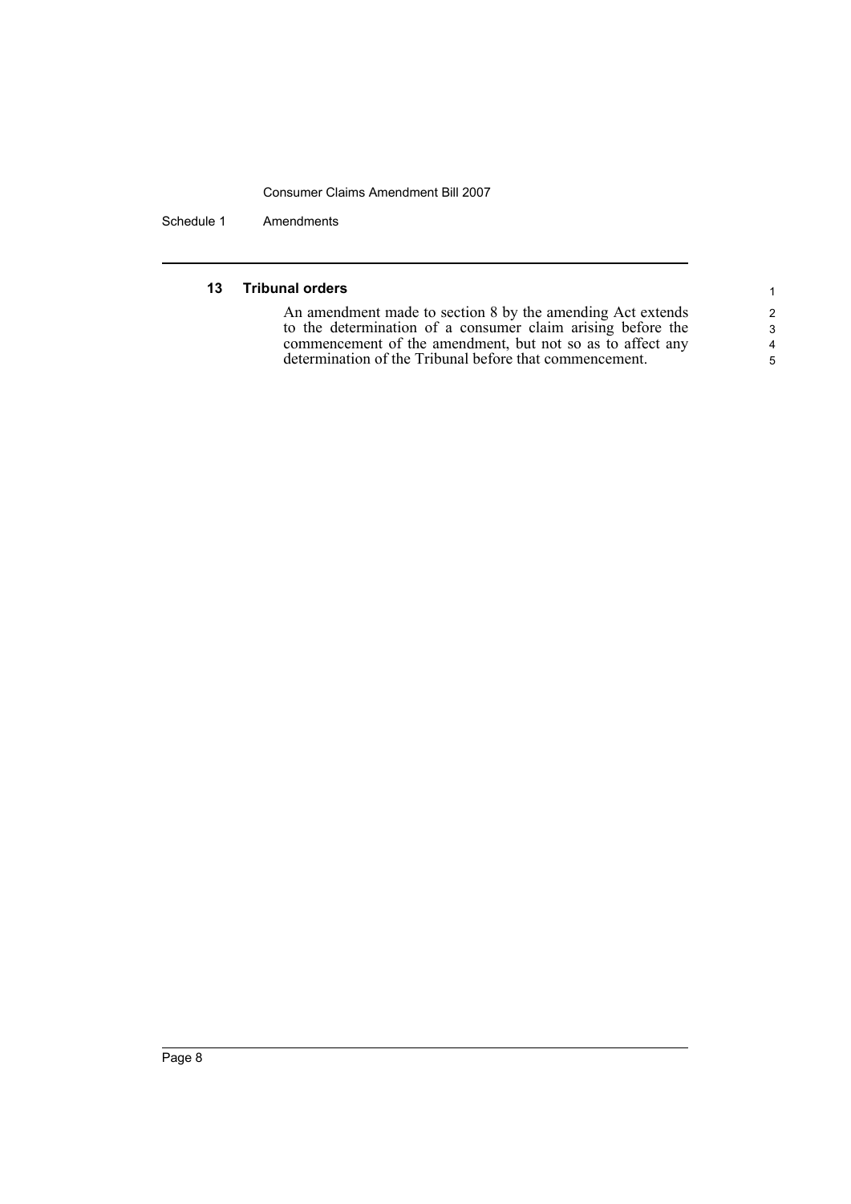### 13 Tribunal orders

An amendment made to section 8 by the amending Act extends to the determination of a consumer claim arising before the commencement of the amendment, but not so as to affect any determination of the Tribunal before that commencement.